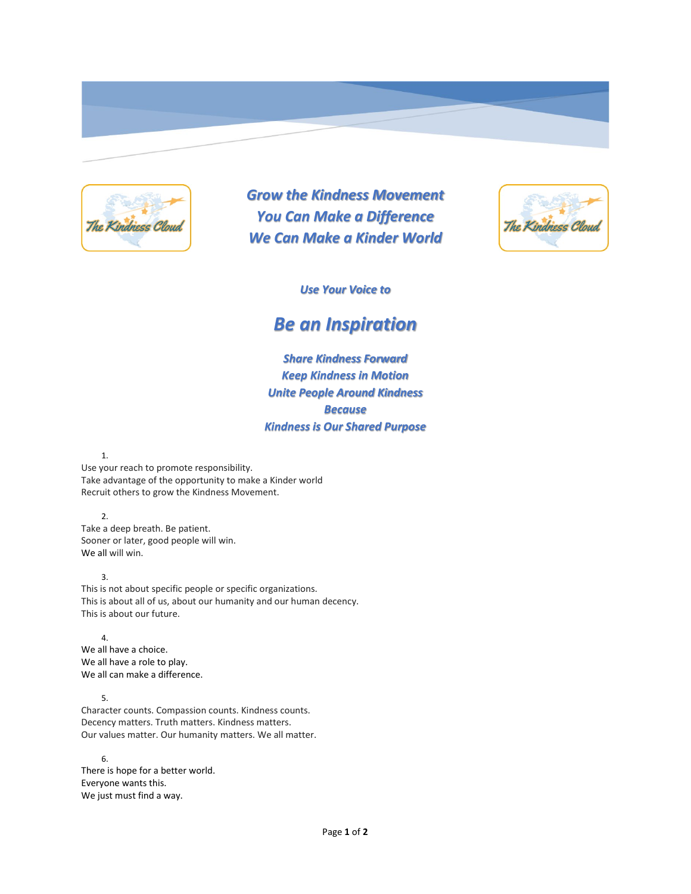# Grow the Kindness Movement
# You Can Make a Difference
# We Can Make a Kinder World

*Use Your Voice to*

## Be an Inspiration

***Share Kindness Forward***
***Keep Kindness in Motion***
***Unite People Around Kindness***
***Because***
***Kindness is Our Shared Purpose***

1.

Use your reach to promote responsibility.
Take advantage of the opportunity to make a Kinder world
Recruit others to grow the Kindness Movement.

2.

Take a deep breath. Be patient.
Sooner or later, good people will win.
We all will win.

3.

This is not about specific people or specific organizations.
This is about all of us, about our humanity and our human decency.
This is about our future.

4.

We all have a choice.
We all have a role to play.
We all can make a difference.

5.

Character counts. Compassion counts. Kindness counts.
Decency matters. Truth matters. Kindness matters.
Our values matter. Our humanity matters. We all matter.

6.

There is hope for a better world.
Everyone wants this.
We just must find a way.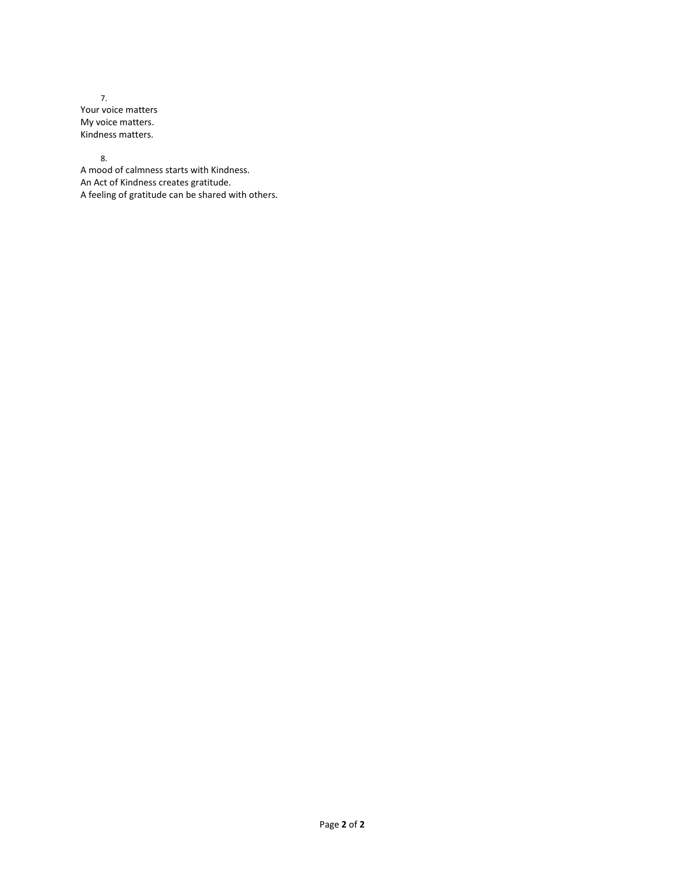7.

Your voice matters
My voice matters.
Kindness matters.

8.

A mood of calmness starts with Kindness.
An Act of Kindness creates gratitude.
A feeling of gratitude can be shared with others.